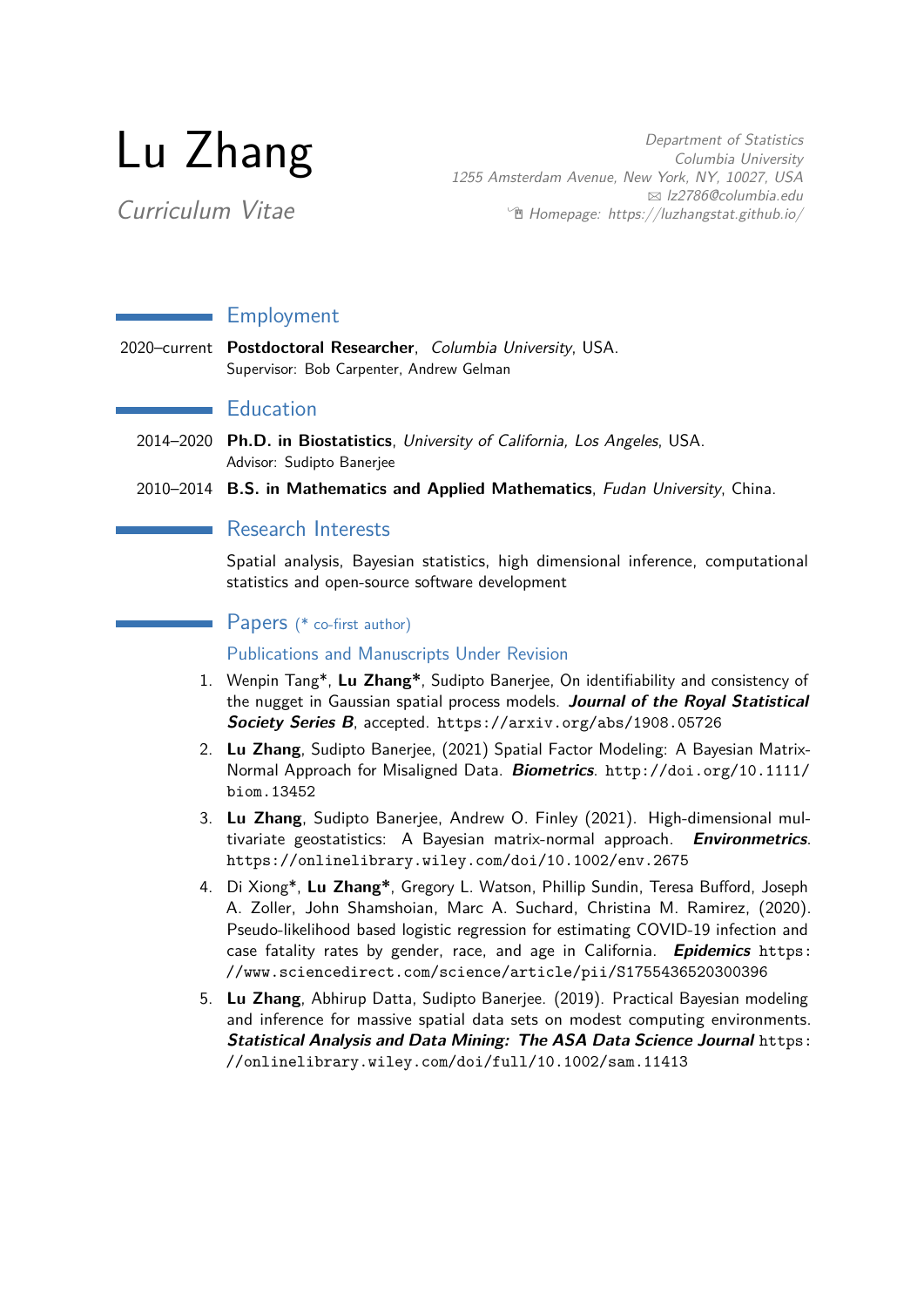# Lu Zhang

*Curriculum Vitae*

*Department of Statistics*
*Columbia University*
*1255 Amsterdam Avenue, New York, NY, 10027, USA*
*lz2786@columbia.edu*
*Homepage: https://luzhangstat.github.io/*

## Employment

2020–current **Postdoctoral Researcher**, *Columbia University*, USA.
Supervisor: Bob Carpenter, Andrew Gelman

## Education

2014–2020 **Ph.D. in Biostatistics**, *University of California, Los Angeles*, USA.
Advisor: Sudipto Banerjee

2010–2014 **B.S. in Mathematics and Applied Mathematics**, *Fudan University*, China.

## Research Interests

Spatial analysis, Bayesian statistics, high dimensional inference, computational statistics and open-source software development

## Papers (* co-first author)

### Publications and Manuscripts Under Revision

1. Wenpin Tang*, **Lu Zhang***, Sudipto Banerjee, On identifiability and consistency of the nugget in Gaussian spatial process models. ***Journal of the Royal Statistical Society Series B***, accepted. `https://arxiv.org/abs/1908.05726`
2. **Lu Zhang**, Sudipto Banerjee, (2021) Spatial Factor Modeling: A Bayesian Matrix-Normal Approach for Misaligned Data. ***Biometrics***. `http://doi.org/10.1111/biom.13452`
3. **Lu Zhang**, Sudipto Banerjee, Andrew O. Finley (2021). High-dimensional multivariate geostatistics: A Bayesian matrix-normal approach. ***Environmetrics***. `https://onlinelibrary.wiley.com/doi/10.1002/env.2675`
4. Di Xiong*, **Lu Zhang***, Gregory L. Watson, Phillip Sundin, Teresa Bufford, Joseph A. Zoller, John Shamshoian, Marc A. Suchard, Christina M. Ramirez, (2020). Pseudo-likelihood based logistic regression for estimating COVID-19 infection and case fatality rates by gender, race, and age in California. ***Epidemics*** `https://www.sciencedirect.com/science/article/pii/S1755436520300396`
5. **Lu Zhang**, Abhirup Datta, Sudipto Banerjee. (2019). Practical Bayesian modeling and inference for massive spatial data sets on modest computing environments. ***Statistical Analysis and Data Mining: The ASA Data Science Journal*** `https://onlinelibrary.wiley.com/doi/full/10.1002/sam.11413`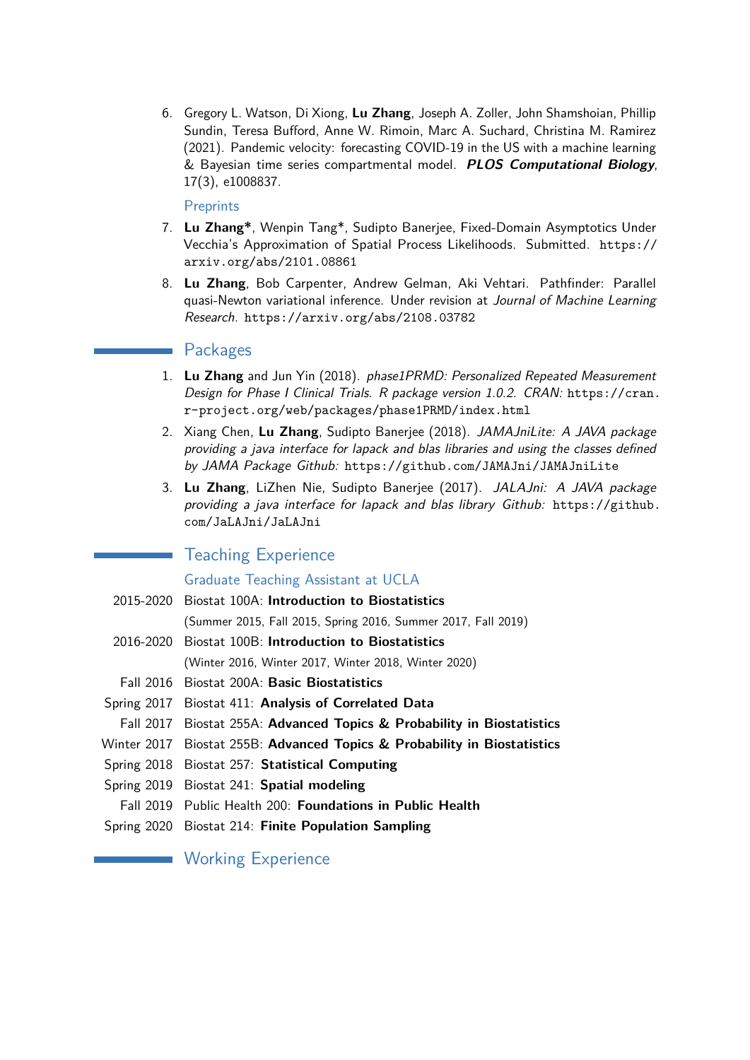6. Gregory L. Watson, Di Xiong, **Lu Zhang**, Joseph A. Zoller, John Shamshoian, Phillip Sundin, Teresa Bufford, Anne W. Rimoin, Marc A. Suchard, Christina M. Ramirez (2021). Pandemic velocity: forecasting COVID-19 in the US with a machine learning & Bayesian time series compartmental model. ***PLOS Computational Biology***, 17(3), e1008837.

### Preprints

7. **Lu Zhang***, Wenpin Tang*, Sudipto Banerjee, Fixed-Domain Asymptotics Under Vecchia's Approximation of Spatial Process Likelihoods. Submitted. `https://arxiv.org/abs/2101.08861`

8. **Lu Zhang**, Bob Carpenter, Andrew Gelman, Aki Vehtari. Pathfinder: Parallel quasi-Newton variational inference. Under revision at *Journal of Machine Learning Research*. `https://arxiv.org/abs/2108.03782`

## Packages

1. **Lu Zhang** and Jun Yin (2018). *phase1PRMD: Personalized Repeated Measurement Design for Phase I Clinical Trials. R package version 1.0.2. CRAN:* `https://cran.r-project.org/web/packages/phase1PRMD/index.html`

2. Xiang Chen, **Lu Zhang**, Sudipto Banerjee (2018). *JAMAJniLite: A JAVA package providing a java interface for lapack and blas libraries and using the classes defined by JAMA Package Github:* `https://github.com/JAMAJni/JAMAJniLite`

3. **Lu Zhang**, LiZhen Nie, Sudipto Banerjee (2017). *JALAJni: A JAVA package providing a java interface for lapack and blas library Github:* `https://github.com/JaLAJni/JaLAJni`

## Teaching Experience

### Graduate Teaching Assistant at UCLA

- 2015-2020 Biostat 100A: **Introduction to Biostatistics**
  (Summer 2015, Fall 2015, Spring 2016, Summer 2017, Fall 2019)
- 2016-2020 Biostat 100B: **Introduction to Biostatistics**
  (Winter 2016, Winter 2017, Winter 2018, Winter 2020)
- Fall 2016 Biostat 200A: **Basic Biostatistics**
- Spring 2017 Biostat 411: **Analysis of Correlated Data**
- Fall 2017 Biostat 255A: **Advanced Topics & Probability in Biostatistics**
- Winter 2017 Biostat 255B: **Advanced Topics & Probability in Biostatistics**
- Spring 2018 Biostat 257: **Statistical Computing**
- Spring 2019 Biostat 241: **Spatial modeling**
- Fall 2019 Public Health 200: **Foundations in Public Health**
- Spring 2020 Biostat 214: **Finite Population Sampling**

## Working Experience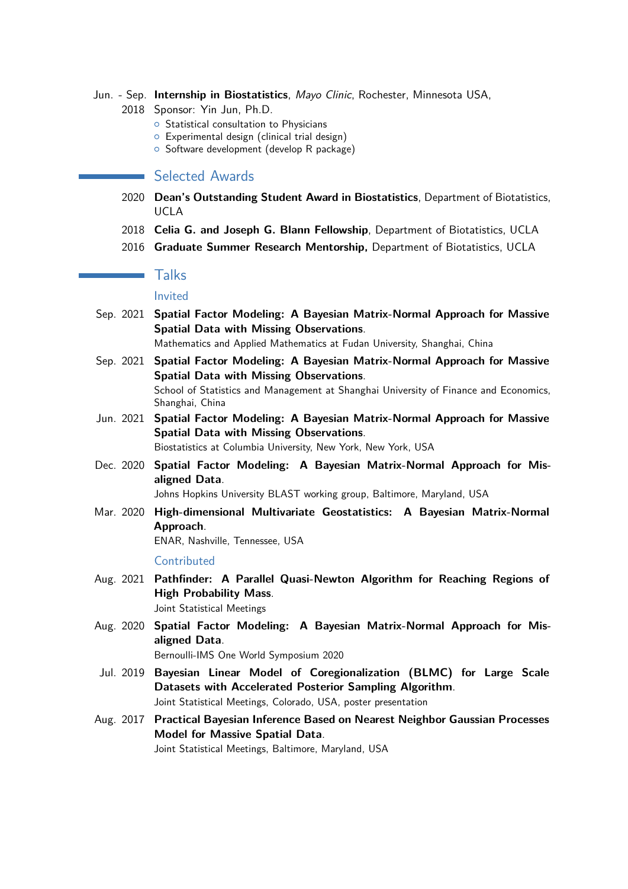Jun. - Sep. 2018 **Internship in Biostatistics**, *Mayo Clinic*, Rochester, Minnesota USA,
Sponsor: Yin Jun, Ph.D.

- Statistical consultation to Physicians
- Experimental design (clinical trial design)
- Software development (develop R package)

## Selected Awards

2020 **Dean's Outstanding Student Award in Biostatistics**, Department of Biotatistics, UCLA

2018 **Celia G. and Joseph G. Blann Fellowship**, Department of Biotatistics, UCLA

2016 **Graduate Summer Research Mentorship,** Department of Biotatistics, UCLA

## Talks

### Invited

Sep. 2021 **Spatial Factor Modeling: A Bayesian Matrix-Normal Approach for Massive Spatial Data with Missing Observations**.
Mathematics and Applied Mathematics at Fudan University, Shanghai, China

Sep. 2021 **Spatial Factor Modeling: A Bayesian Matrix-Normal Approach for Massive Spatial Data with Missing Observations**.
School of Statistics and Management at Shanghai University of Finance and Economics, Shanghai, China

Jun. 2021 **Spatial Factor Modeling: A Bayesian Matrix-Normal Approach for Massive Spatial Data with Missing Observations**.
Biostatistics at Columbia University, New York, New York, USA

Dec. 2020 **Spatial Factor Modeling: A Bayesian Matrix-Normal Approach for Misaligned Data**.
Johns Hopkins University BLAST working group, Baltimore, Maryland, USA

Mar. 2020 **High-dimensional Multivariate Geostatistics: A Bayesian Matrix-Normal Approach**.
ENAR, Nashville, Tennessee, USA

### Contributed

Aug. 2021 **Pathfinder: A Parallel Quasi-Newton Algorithm for Reaching Regions of High Probability Mass**.
Joint Statistical Meetings

Aug. 2020 **Spatial Factor Modeling: A Bayesian Matrix-Normal Approach for Misaligned Data**.
Bernoulli-IMS One World Symposium 2020

Jul. 2019 **Bayesian Linear Model of Coregionalization (BLMC) for Large Scale Datasets with Accelerated Posterior Sampling Algorithm**.
Joint Statistical Meetings, Colorado, USA, poster presentation

Aug. 2017 **Practical Bayesian Inference Based on Nearest Neighbor Gaussian Processes Model for Massive Spatial Data**.
Joint Statistical Meetings, Baltimore, Maryland, USA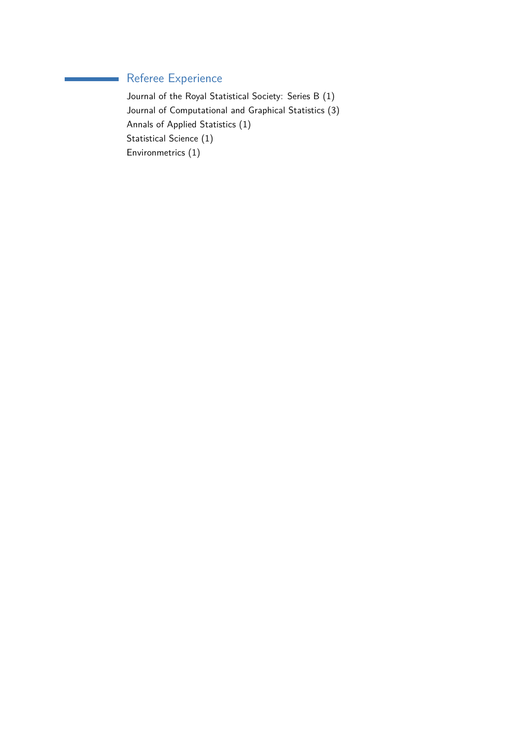## Referee Experience

Journal of the Royal Statistical Society: Series B (1)
Journal of Computational and Graphical Statistics (3)
Annals of Applied Statistics (1)
Statistical Science (1)
Environmetrics (1)